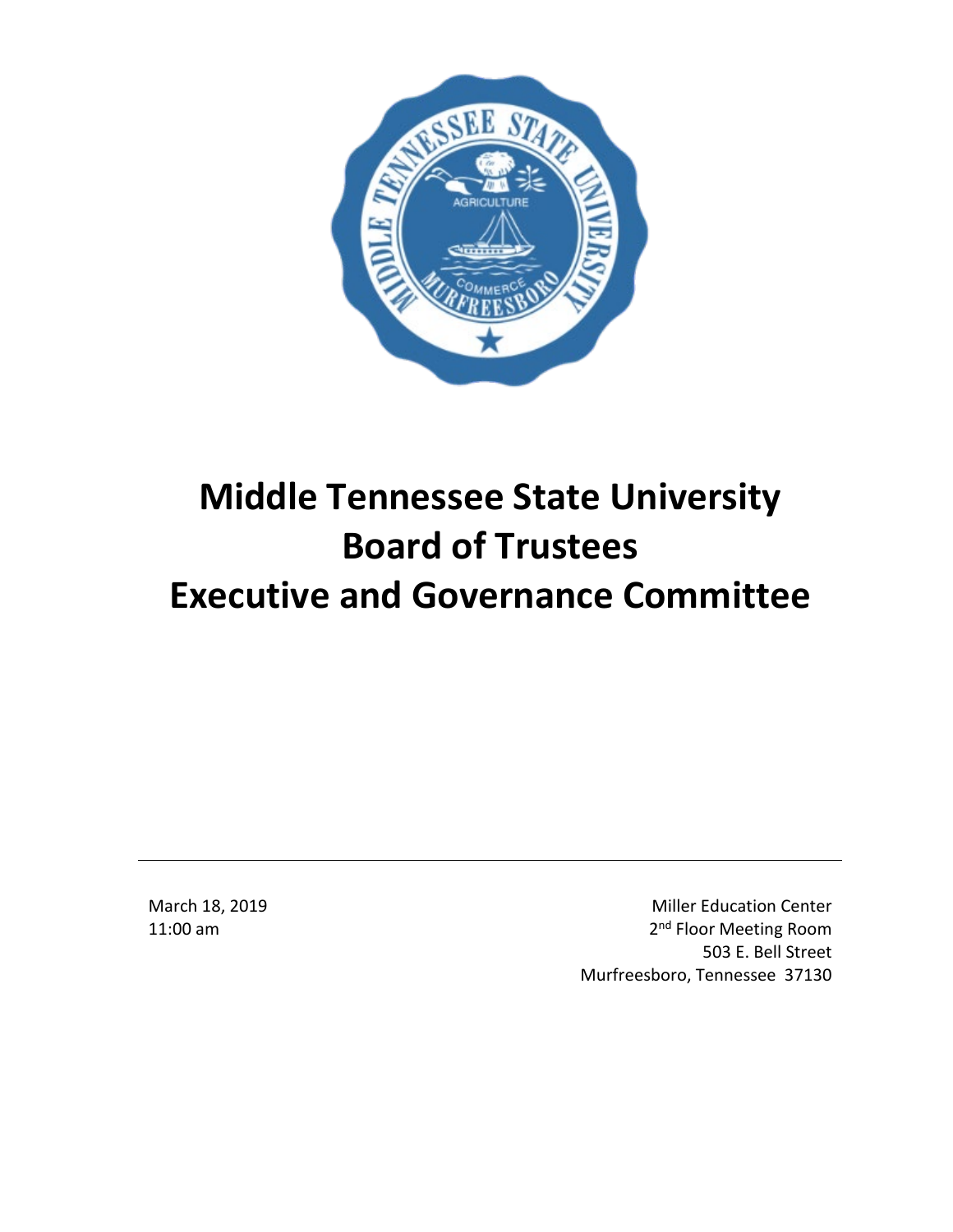# Middle Tennessee State University
# Board of Trustees
# Executive and Governance Committee

---

March 18, 2019
11:00 am

Miller Education Center
2nd Floor Meeting Room
503 E. Bell Street
Murfreesboro, Tennessee 37130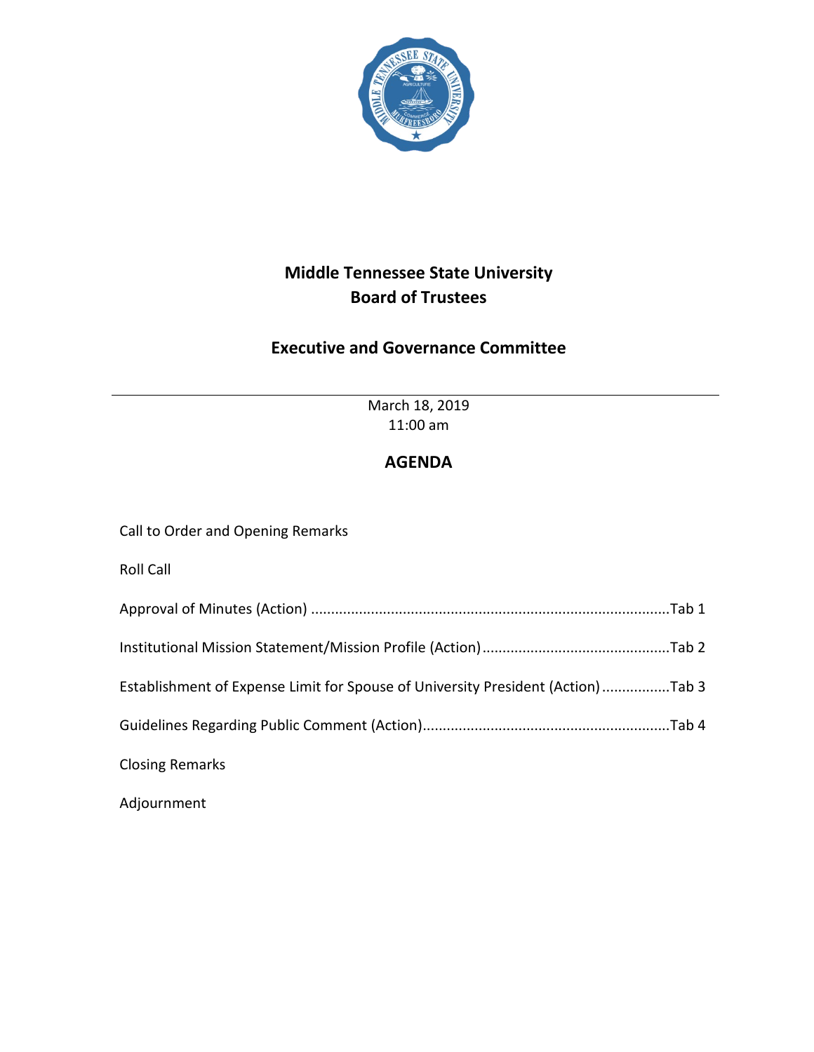# Middle Tennessee State University
# Board of Trustees

## Executive and Governance Committee

---

March 18, 2019
11:00 am

## AGENDA

Call to Order and Opening Remarks

Roll Call

Approval of Minutes (Action) ........................................................................................Tab 1

Institutional Mission Statement/Mission Profile (Action) ..............................................Tab 2

Establishment of Expense Limit for Spouse of University President (Action) ................Tab 3

Guidelines Regarding Public Comment (Action).............................................................Tab 4

Closing Remarks

Adjournment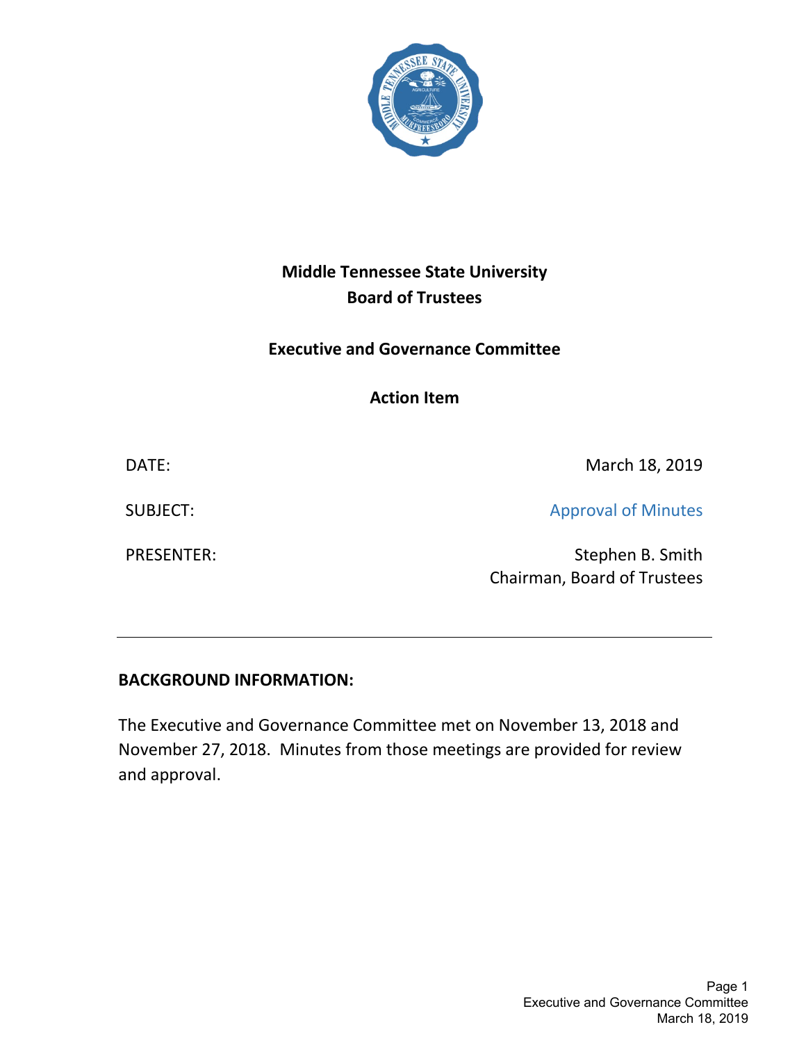# Middle Tennessee State University
# Board of Trustees

## Executive and Governance Committee

## Action Item

DATE: March 18, 2019

SUBJECT: Approval of Minutes

PRESENTER: Stephen B. Smith
Chairman, Board of Trustees

---

**BACKGROUND INFORMATION:**

The Executive and Governance Committee met on November 13, 2018 and November 27, 2018. Minutes from those meetings are provided for review and approval.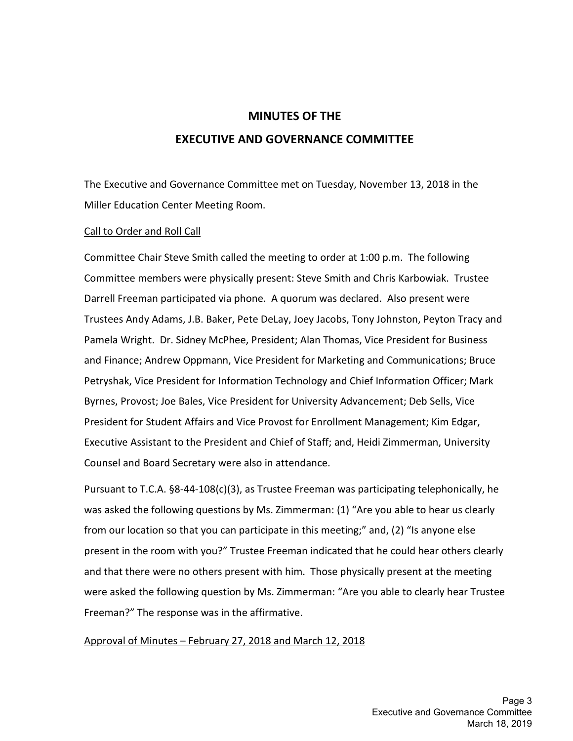## MINUTES OF THE

## EXECUTIVE AND GOVERNANCE COMMITTEE

The Executive and Governance Committee met on Tuesday, November 13, 2018 in the Miller Education Center Meeting Room.

Call to Order and Roll Call

Committee Chair Steve Smith called the meeting to order at 1:00 p.m. The following Committee members were physically present: Steve Smith and Chris Karbowiak. Trustee Darrell Freeman participated via phone. A quorum was declared. Also present were Trustees Andy Adams, J.B. Baker, Pete DeLay, Joey Jacobs, Tony Johnston, Peyton Tracy and Pamela Wright. Dr. Sidney McPhee, President; Alan Thomas, Vice President for Business and Finance; Andrew Oppmann, Vice President for Marketing and Communications; Bruce Petryshak, Vice President for Information Technology and Chief Information Officer; Mark Byrnes, Provost; Joe Bales, Vice President for University Advancement; Deb Sells, Vice President for Student Affairs and Vice Provost for Enrollment Management; Kim Edgar, Executive Assistant to the President and Chief of Staff; and, Heidi Zimmerman, University Counsel and Board Secretary were also in attendance.

Pursuant to T.C.A. §8-44-108(c)(3), as Trustee Freeman was participating telephonically, he was asked the following questions by Ms. Zimmerman: (1) "Are you able to hear us clearly from our location so that you can participate in this meeting;" and, (2) "Is anyone else present in the room with you?" Trustee Freeman indicated that he could hear others clearly and that there were no others present with him. Those physically present at the meeting were asked the following question by Ms. Zimmerman: "Are you able to clearly hear Trustee Freeman?" The response was in the affirmative.

Approval of Minutes – February 27, 2018 and March 12, 2018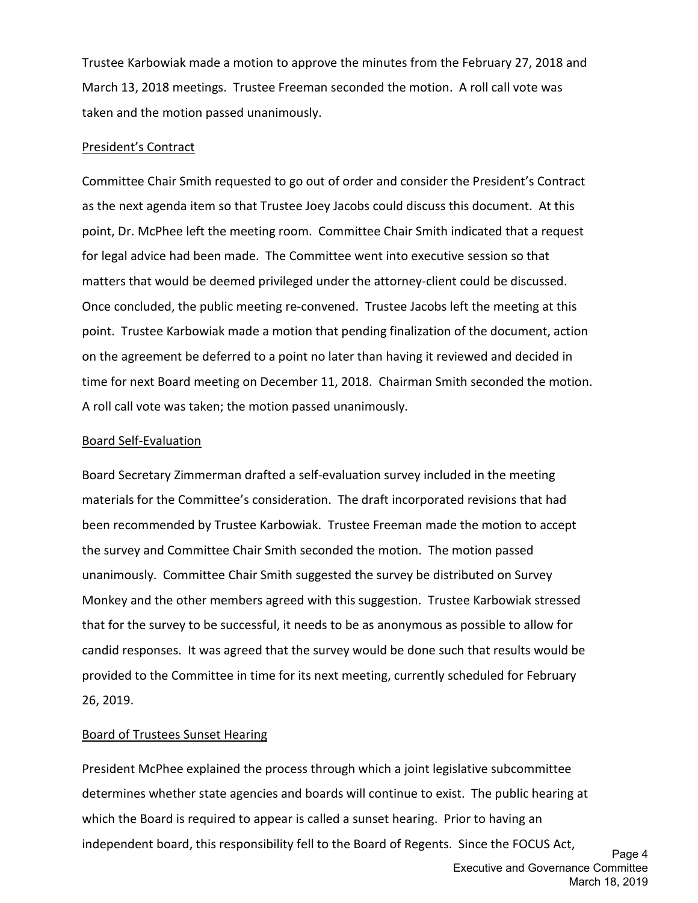Trustee Karbowiak made a motion to approve the minutes from the February 27, 2018 and March 13, 2018 meetings. Trustee Freeman seconded the motion. A roll call vote was taken and the motion passed unanimously.

President's Contract

Committee Chair Smith requested to go out of order and consider the President's Contract as the next agenda item so that Trustee Joey Jacobs could discuss this document. At this point, Dr. McPhee left the meeting room. Committee Chair Smith indicated that a request for legal advice had been made. The Committee went into executive session so that matters that would be deemed privileged under the attorney-client could be discussed. Once concluded, the public meeting re-convened. Trustee Jacobs left the meeting at this point. Trustee Karbowiak made a motion that pending finalization of the document, action on the agreement be deferred to a point no later than having it reviewed and decided in time for next Board meeting on December 11, 2018. Chairman Smith seconded the motion. A roll call vote was taken; the motion passed unanimously.

Board Self-Evaluation

Board Secretary Zimmerman drafted a self-evaluation survey included in the meeting materials for the Committee's consideration. The draft incorporated revisions that had been recommended by Trustee Karbowiak. Trustee Freeman made the motion to accept the survey and Committee Chair Smith seconded the motion. The motion passed unanimously. Committee Chair Smith suggested the survey be distributed on Survey Monkey and the other members agreed with this suggestion. Trustee Karbowiak stressed that for the survey to be successful, it needs to be as anonymous as possible to allow for candid responses. It was agreed that the survey would be done such that results would be provided to the Committee in time for its next meeting, currently scheduled for February 26, 2019.

Board of Trustees Sunset Hearing

President McPhee explained the process through which a joint legislative subcommittee determines whether state agencies and boards will continue to exist. The public hearing at which the Board is required to appear is called a sunset hearing. Prior to having an independent board, this responsibility fell to the Board of Regents. Since the FOCUS Act,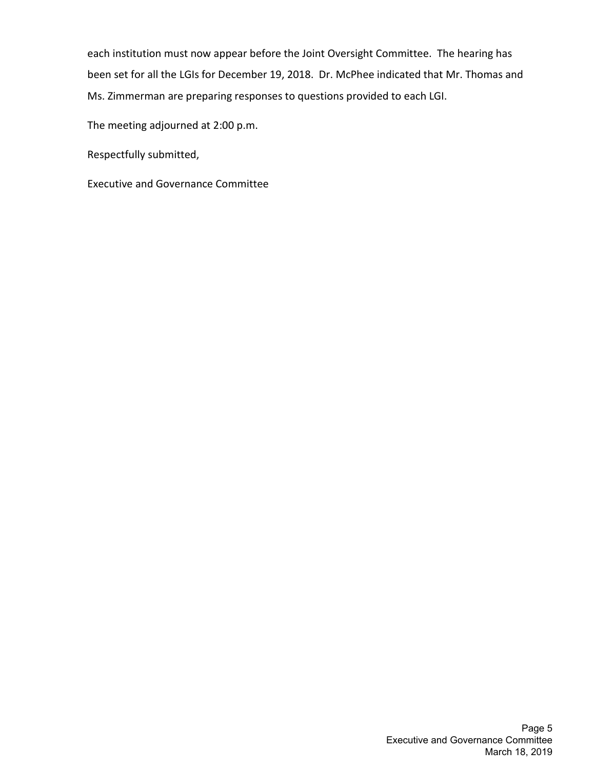each institution must now appear before the Joint Oversight Committee. The hearing has been set for all the LGIs for December 19, 2018. Dr. McPhee indicated that Mr. Thomas and Ms. Zimmerman are preparing responses to questions provided to each LGI.

The meeting adjourned at 2:00 p.m.

Respectfully submitted,

Executive and Governance Committee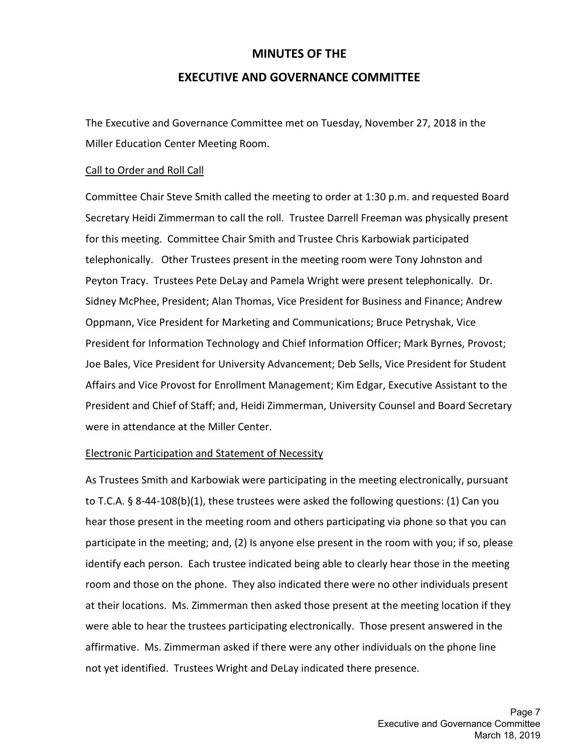# MINUTES OF THE

# EXECUTIVE AND GOVERNANCE COMMITTEE

The Executive and Governance Committee met on Tuesday, November 27, 2018 in the Miller Education Center Meeting Room.

Call to Order and Roll Call

Committee Chair Steve Smith called the meeting to order at 1:30 p.m. and requested Board Secretary Heidi Zimmerman to call the roll. Trustee Darrell Freeman was physically present for this meeting. Committee Chair Smith and Trustee Chris Karbowiak participated telephonically. Other Trustees present in the meeting room were Tony Johnston and Peyton Tracy. Trustees Pete DeLay and Pamela Wright were present telephonically. Dr. Sidney McPhee, President; Alan Thomas, Vice President for Business and Finance; Andrew Oppmann, Vice President for Marketing and Communications; Bruce Petryshak, Vice President for Information Technology and Chief Information Officer; Mark Byrnes, Provost; Joe Bales, Vice President for University Advancement; Deb Sells, Vice President for Student Affairs and Vice Provost for Enrollment Management; Kim Edgar, Executive Assistant to the President and Chief of Staff; and, Heidi Zimmerman, University Counsel and Board Secretary were in attendance at the Miller Center.

Electronic Participation and Statement of Necessity

As Trustees Smith and Karbowiak were participating in the meeting electronically, pursuant to T.C.A. § 8-44-108(b)(1), these trustees were asked the following questions: (1) Can you hear those present in the meeting room and others participating via phone so that you can participate in the meeting; and, (2) Is anyone else present in the room with you; if so, please identify each person. Each trustee indicated being able to clearly hear those in the meeting room and those on the phone. They also indicated there were no other individuals present at their locations. Ms. Zimmerman then asked those present at the meeting location if they were able to hear the trustees participating electronically. Those present answered in the affirmative. Ms. Zimmerman asked if there were any other individuals on the phone line not yet identified. Trustees Wright and DeLay indicated there presence.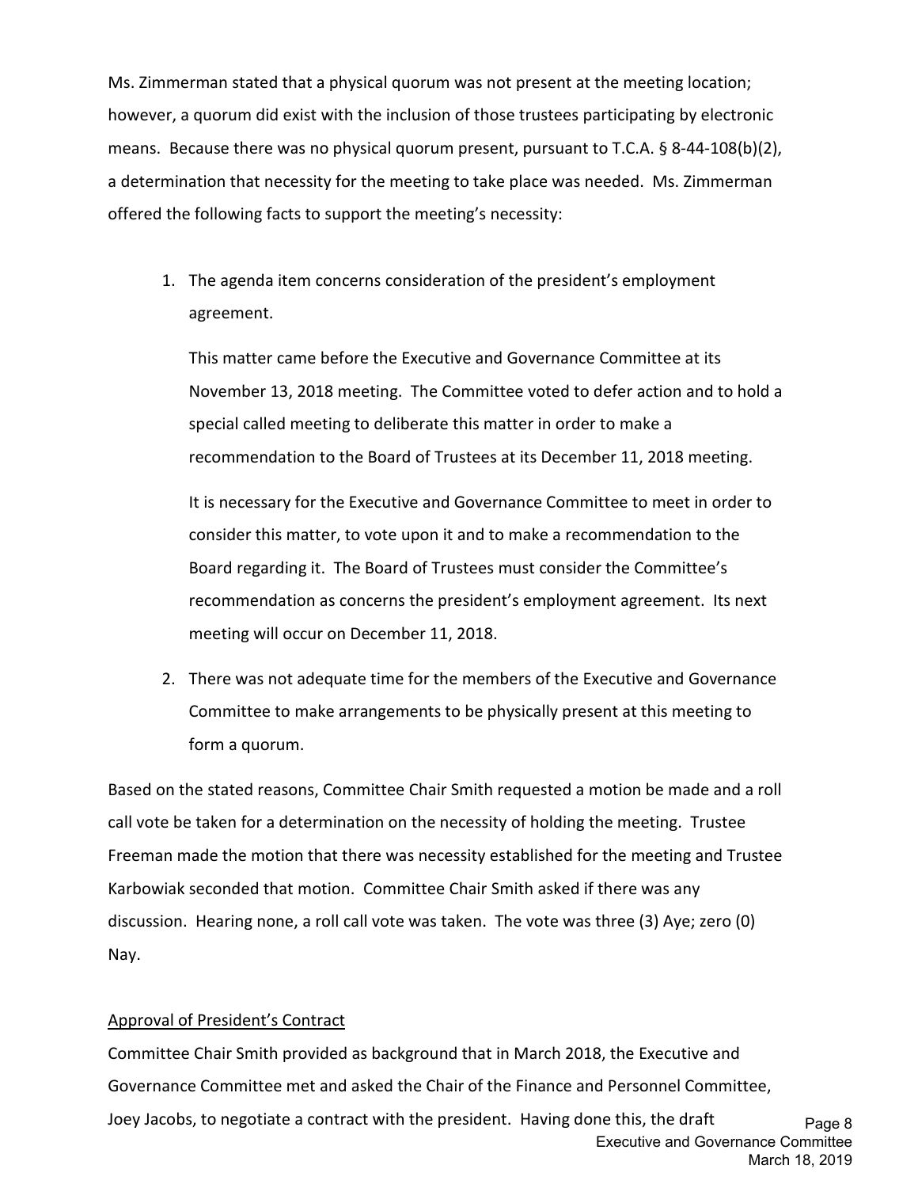Ms. Zimmerman stated that a physical quorum was not present at the meeting location; however, a quorum did exist with the inclusion of those trustees participating by electronic means. Because there was no physical quorum present, pursuant to T.C.A. § 8-44-108(b)(2), a determination that necessity for the meeting to take place was needed. Ms. Zimmerman offered the following facts to support the meeting's necessity:

1. The agenda item concerns consideration of the president's employment agreement.

   This matter came before the Executive and Governance Committee at its November 13, 2018 meeting. The Committee voted to defer action and to hold a special called meeting to deliberate this matter in order to make a recommendation to the Board of Trustees at its December 11, 2018 meeting.

   It is necessary for the Executive and Governance Committee to meet in order to consider this matter, to vote upon it and to make a recommendation to the Board regarding it. The Board of Trustees must consider the Committee's recommendation as concerns the president's employment agreement. Its next meeting will occur on December 11, 2018.

2. There was not adequate time for the members of the Executive and Governance Committee to make arrangements to be physically present at this meeting to form a quorum.

Based on the stated reasons, Committee Chair Smith requested a motion be made and a roll call vote be taken for a determination on the necessity of holding the meeting. Trustee Freeman made the motion that there was necessity established for the meeting and Trustee Karbowiak seconded that motion. Committee Chair Smith asked if there was any discussion. Hearing none, a roll call vote was taken. The vote was three (3) Aye; zero (0) Nay.

<u>Approval of President's Contract</u>

Committee Chair Smith provided as background that in March 2018, the Executive and Governance Committee met and asked the Chair of the Finance and Personnel Committee, Joey Jacobs, to negotiate a contract with the president. Having done this, the draft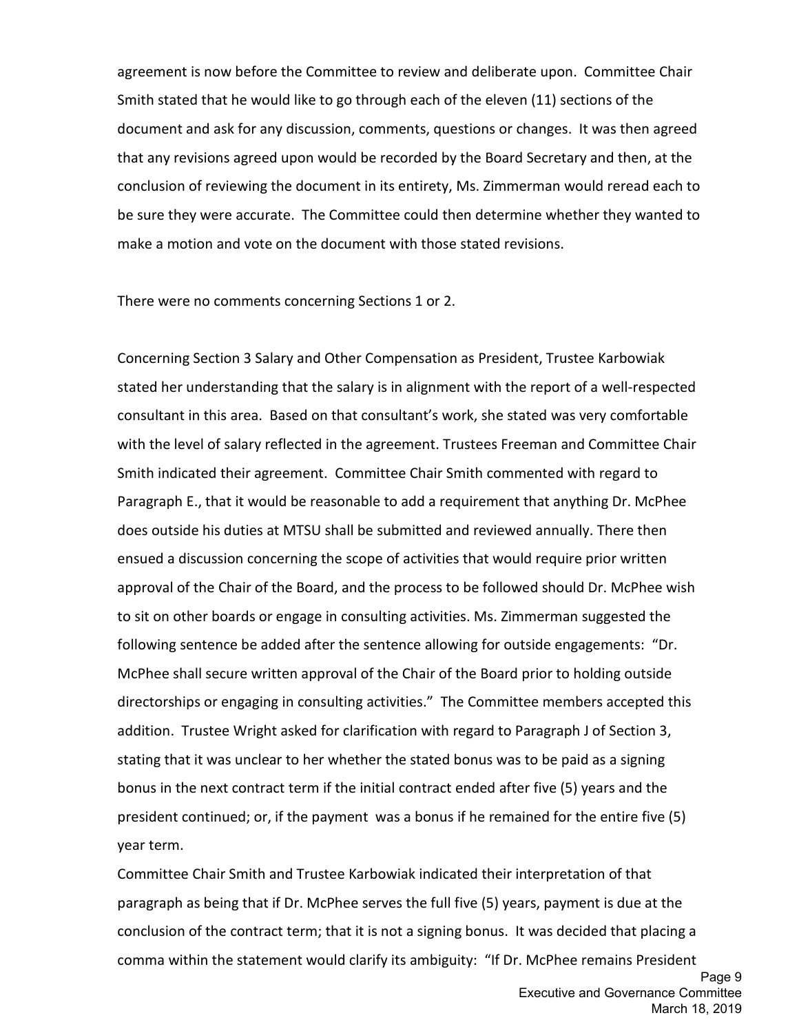agreement is now before the Committee to review and deliberate upon. Committee Chair Smith stated that he would like to go through each of the eleven (11) sections of the document and ask for any discussion, comments, questions or changes. It was then agreed that any revisions agreed upon would be recorded by the Board Secretary and then, at the conclusion of reviewing the document in its entirety, Ms. Zimmerman would reread each to be sure they were accurate. The Committee could then determine whether they wanted to make a motion and vote on the document with those stated revisions.

There were no comments concerning Sections 1 or 2.

Concerning Section 3 Salary and Other Compensation as President, Trustee Karbowiak stated her understanding that the salary is in alignment with the report of a well-respected consultant in this area. Based on that consultant's work, she stated was very comfortable with the level of salary reflected in the agreement. Trustees Freeman and Committee Chair Smith indicated their agreement. Committee Chair Smith commented with regard to Paragraph E., that it would be reasonable to add a requirement that anything Dr. McPhee does outside his duties at MTSU shall be submitted and reviewed annually. There then ensued a discussion concerning the scope of activities that would require prior written approval of the Chair of the Board, and the process to be followed should Dr. McPhee wish to sit on other boards or engage in consulting activities. Ms. Zimmerman suggested the following sentence be added after the sentence allowing for outside engagements: "Dr. McPhee shall secure written approval of the Chair of the Board prior to holding outside directorships or engaging in consulting activities." The Committee members accepted this addition. Trustee Wright asked for clarification with regard to Paragraph J of Section 3, stating that it was unclear to her whether the stated bonus was to be paid as a signing bonus in the next contract term if the initial contract ended after five (5) years and the president continued; or, if the payment was a bonus if he remained for the entire five (5) year term.

Committee Chair Smith and Trustee Karbowiak indicated their interpretation of that paragraph as being that if Dr. McPhee serves the full five (5) years, payment is due at the conclusion of the contract term; that it is not a signing bonus. It was decided that placing a comma within the statement would clarify its ambiguity: "If Dr. McPhee remains President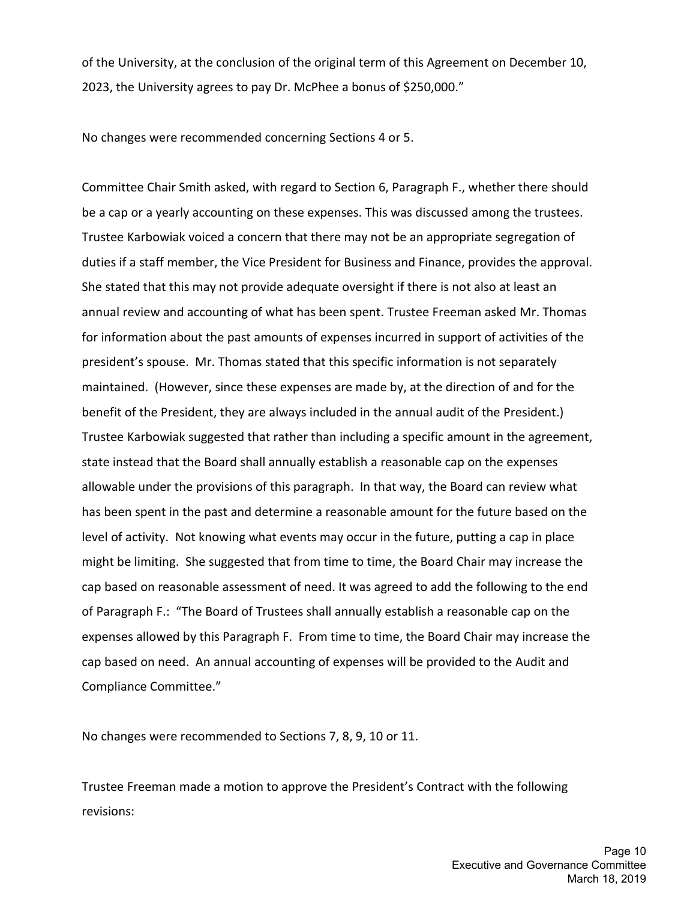of the University, at the conclusion of the original term of this Agreement on December 10, 2023, the University agrees to pay Dr. McPhee a bonus of $250,000."

No changes were recommended concerning Sections 4 or 5.

Committee Chair Smith asked, with regard to Section 6, Paragraph F., whether there should be a cap or a yearly accounting on these expenses. This was discussed among the trustees. Trustee Karbowiak voiced a concern that there may not be an appropriate segregation of duties if a staff member, the Vice President for Business and Finance, provides the approval. She stated that this may not provide adequate oversight if there is not also at least an annual review and accounting of what has been spent. Trustee Freeman asked Mr. Thomas for information about the past amounts of expenses incurred in support of activities of the president's spouse. Mr. Thomas stated that this specific information is not separately maintained. (However, since these expenses are made by, at the direction of and for the benefit of the President, they are always included in the annual audit of the President.) Trustee Karbowiak suggested that rather than including a specific amount in the agreement, state instead that the Board shall annually establish a reasonable cap on the expenses allowable under the provisions of this paragraph. In that way, the Board can review what has been spent in the past and determine a reasonable amount for the future based on the level of activity. Not knowing what events may occur in the future, putting a cap in place might be limiting. She suggested that from time to time, the Board Chair may increase the cap based on reasonable assessment of need. It was agreed to add the following to the end of Paragraph F.: "The Board of Trustees shall annually establish a reasonable cap on the expenses allowed by this Paragraph F. From time to time, the Board Chair may increase the cap based on need. An annual accounting of expenses will be provided to the Audit and Compliance Committee."

No changes were recommended to Sections 7, 8, 9, 10 or 11.

Trustee Freeman made a motion to approve the President's Contract with the following revisions: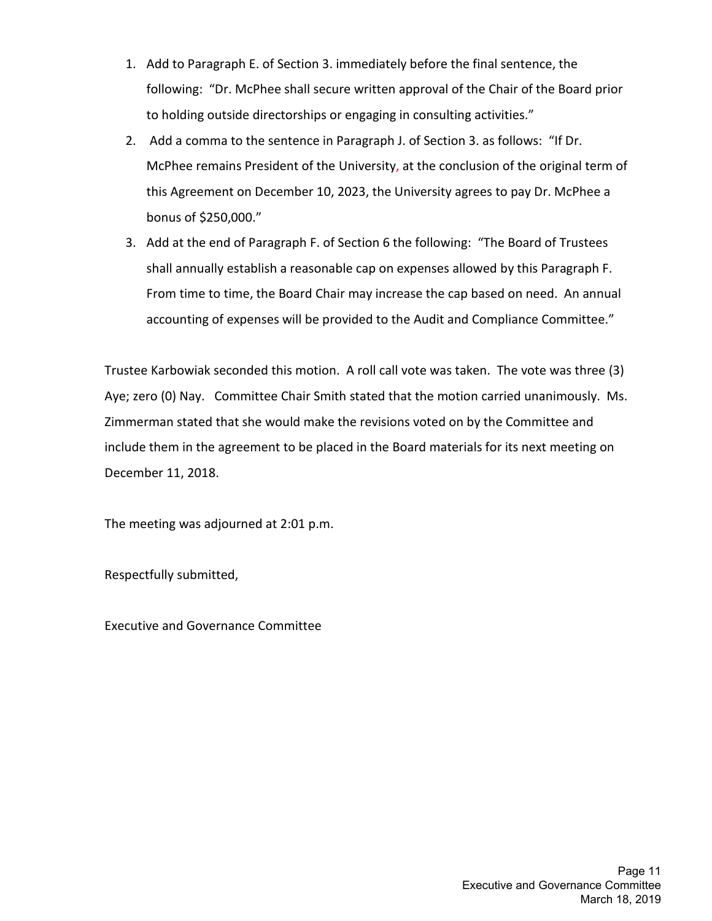1. Add to Paragraph E. of Section 3. immediately before the final sentence, the following: "Dr. McPhee shall secure written approval of the Chair of the Board prior to holding outside directorships or engaging in consulting activities."
2. Add a comma to the sentence in Paragraph J. of Section 3. as follows: "If Dr. McPhee remains President of the University, at the conclusion of the original term of this Agreement on December 10, 2023, the University agrees to pay Dr. McPhee a bonus of $250,000."
3. Add at the end of Paragraph F. of Section 6 the following: "The Board of Trustees shall annually establish a reasonable cap on expenses allowed by this Paragraph F. From time to time, the Board Chair may increase the cap based on need. An annual accounting of expenses will be provided to the Audit and Compliance Committee."

Trustee Karbowiak seconded this motion. A roll call vote was taken. The vote was three (3) Aye; zero (0) Nay. Committee Chair Smith stated that the motion carried unanimously. Ms. Zimmerman stated that she would make the revisions voted on by the Committee and include them in the agreement to be placed in the Board materials for its next meeting on December 11, 2018.

The meeting was adjourned at 2:01 p.m.

Respectfully submitted,

Executive and Governance Committee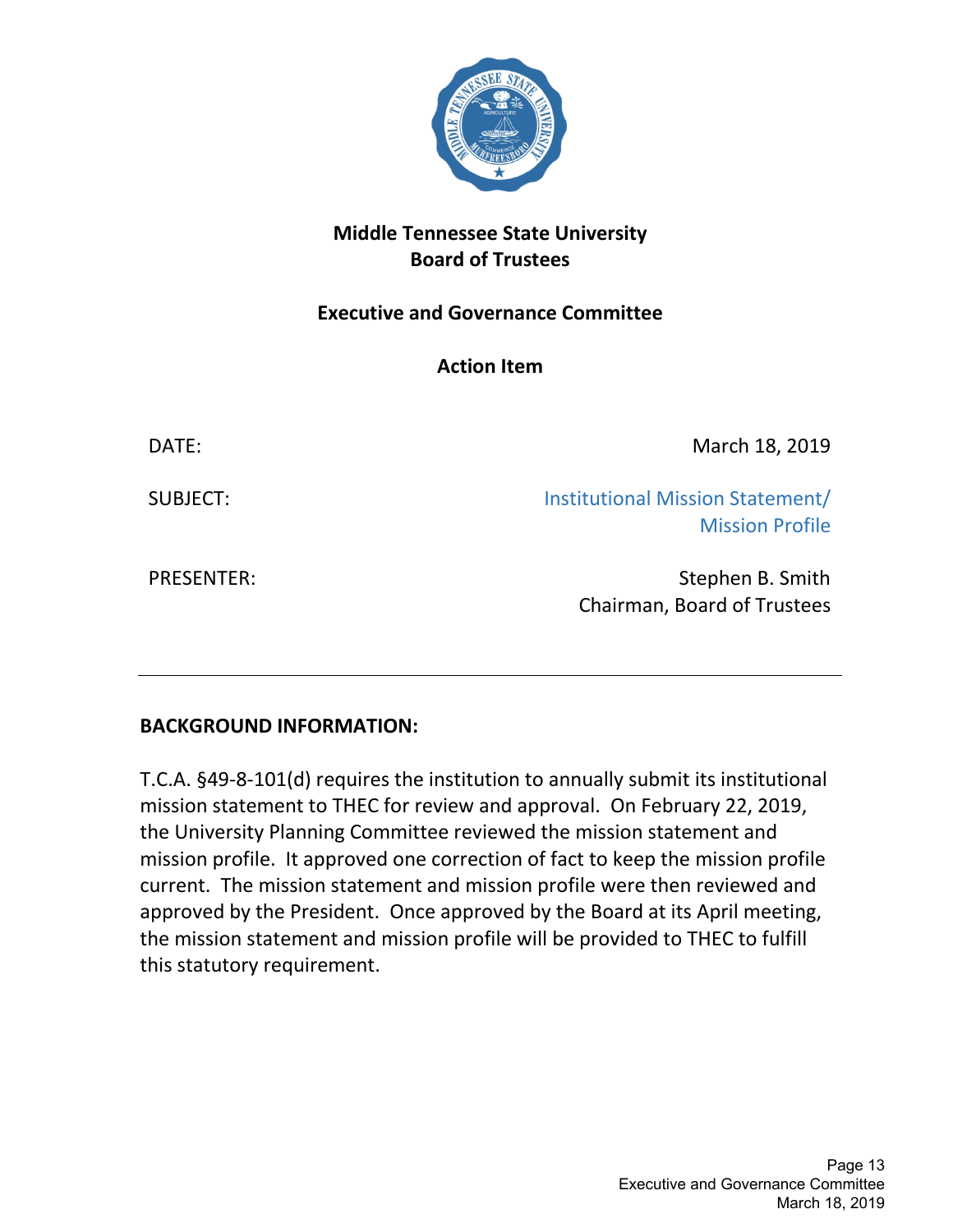**Middle Tennessee State University**
**Board of Trustees**

**Executive and Governance Committee**

**Action Item**

| | |
|---|---|
| DATE: | March 18, 2019 |
| SUBJECT: | Institutional Mission Statement/ Mission Profile |
| PRESENTER: | Stephen B. Smith<br>Chairman, Board of Trustees |

---

**BACKGROUND INFORMATION:**

T.C.A. §49-8-101(d) requires the institution to annually submit its institutional mission statement to THEC for review and approval. On February 22, 2019, the University Planning Committee reviewed the mission statement and mission profile. It approved one correction of fact to keep the mission profile current. The mission statement and mission profile were then reviewed and approved by the President. Once approved by the Board at its April meeting, the mission statement and mission profile will be provided to THEC to fulfill this statutory requirement.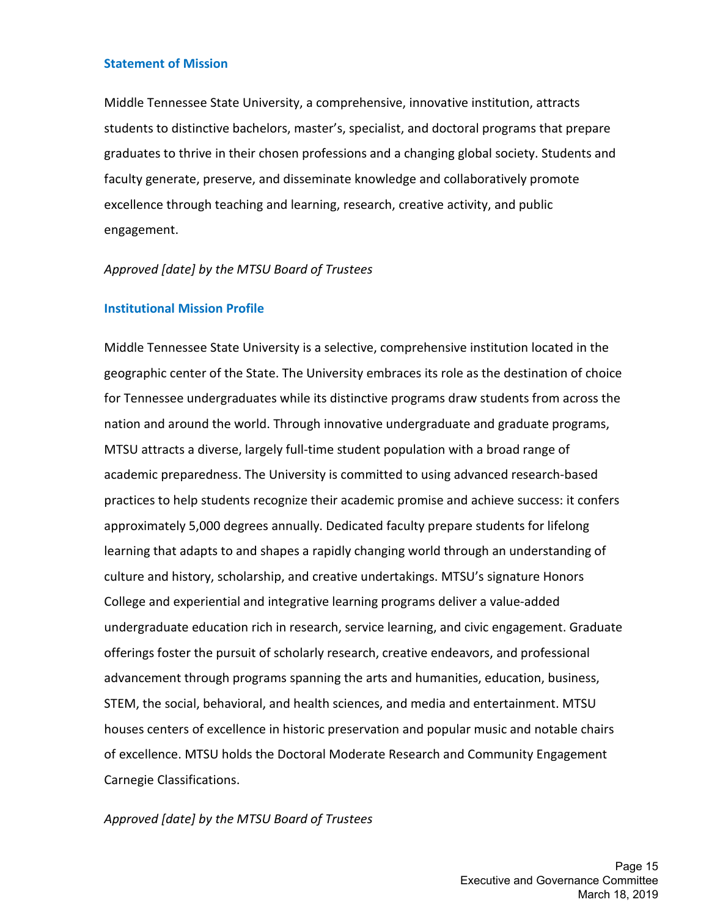## Statement of Mission

Middle Tennessee State University, a comprehensive, innovative institution, attracts students to distinctive bachelors, master's, specialist, and doctoral programs that prepare graduates to thrive in their chosen professions and a changing global society. Students and faculty generate, preserve, and disseminate knowledge and collaboratively promote excellence through teaching and learning, research, creative activity, and public engagement.

*Approved [date] by the MTSU Board of Trustees*

## Institutional Mission Profile

Middle Tennessee State University is a selective, comprehensive institution located in the geographic center of the State. The University embraces its role as the destination of choice for Tennessee undergraduates while its distinctive programs draw students from across the nation and around the world. Through innovative undergraduate and graduate programs, MTSU attracts a diverse, largely full-time student population with a broad range of academic preparedness. The University is committed to using advanced research-based practices to help students recognize their academic promise and achieve success: it confers approximately 5,000 degrees annually. Dedicated faculty prepare students for lifelong learning that adapts to and shapes a rapidly changing world through an understanding of culture and history, scholarship, and creative undertakings. MTSU's signature Honors College and experiential and integrative learning programs deliver a value-added undergraduate education rich in research, service learning, and civic engagement. Graduate offerings foster the pursuit of scholarly research, creative endeavors, and professional advancement through programs spanning the arts and humanities, education, business, STEM, the social, behavioral, and health sciences, and media and entertainment. MTSU houses centers of excellence in historic preservation and popular music and notable chairs of excellence. MTSU holds the Doctoral Moderate Research and Community Engagement Carnegie Classifications.

*Approved [date] by the MTSU Board of Trustees*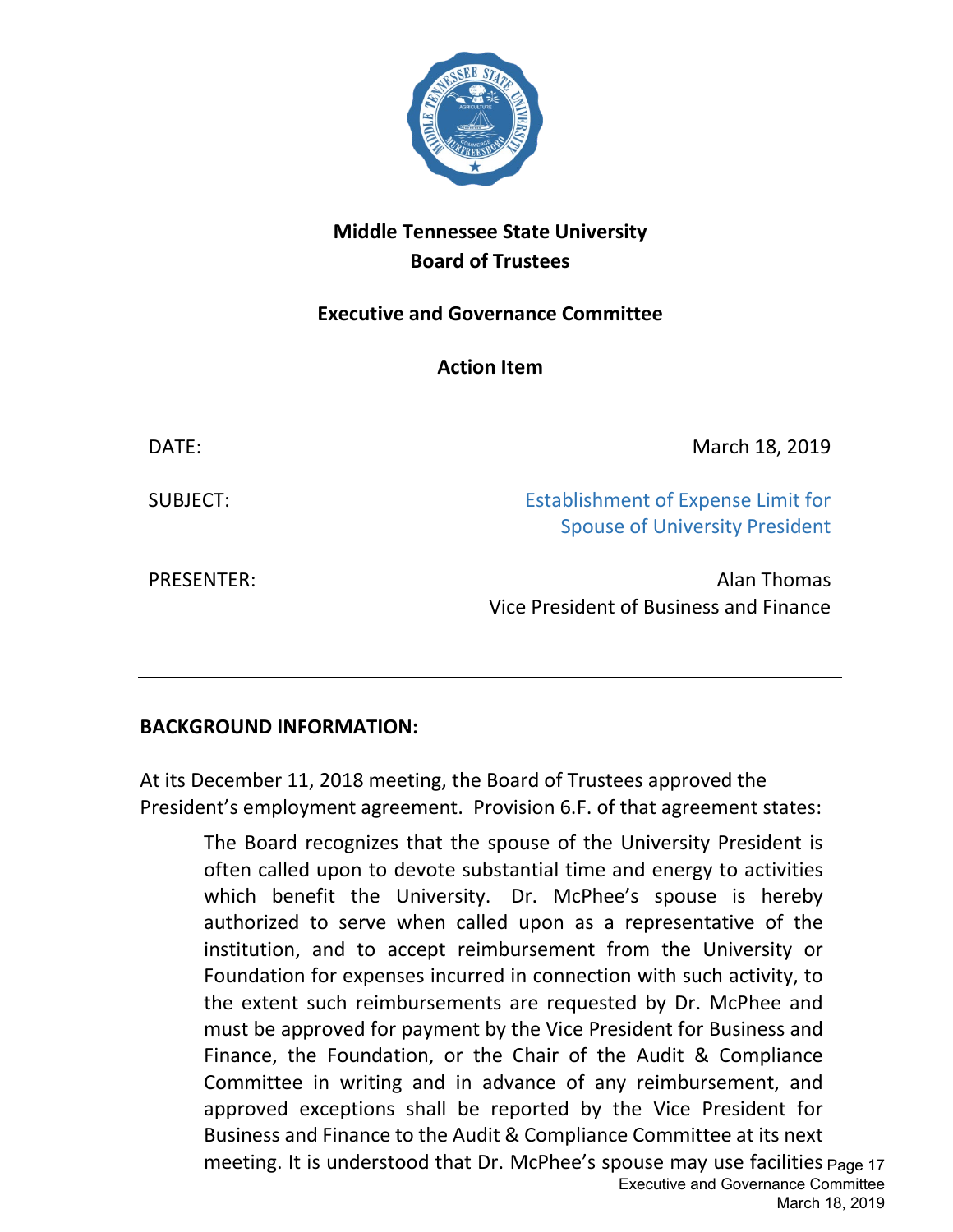**Middle Tennessee State University**
**Board of Trustees**

**Executive and Governance Committee**

**Action Item**

| | |
|---|---|
| DATE: | March 18, 2019 |
| SUBJECT: | Establishment of Expense Limit for Spouse of University President |
| PRESENTER: | Alan Thomas<br>Vice President of Business and Finance |

---

**BACKGROUND INFORMATION:**

At its December 11, 2018 meeting, the Board of Trustees approved the President's employment agreement. Provision 6.F. of that agreement states:

> The Board recognizes that the spouse of the University President is often called upon to devote substantial time and energy to activities which benefit the University. Dr. McPhee's spouse is hereby authorized to serve when called upon as a representative of the institution, and to accept reimbursement from the University or Foundation for expenses incurred in connection with such activity, to the extent such reimbursements are requested by Dr. McPhee and must be approved for payment by the Vice President for Business and Finance, the Foundation, or the Chair of the Audit & Compliance Committee in writing and in advance of any reimbursement, and approved exceptions shall be reported by the Vice President for Business and Finance to the Audit & Compliance Committee at its next meeting. It is understood that Dr. McPhee's spouse may use facilities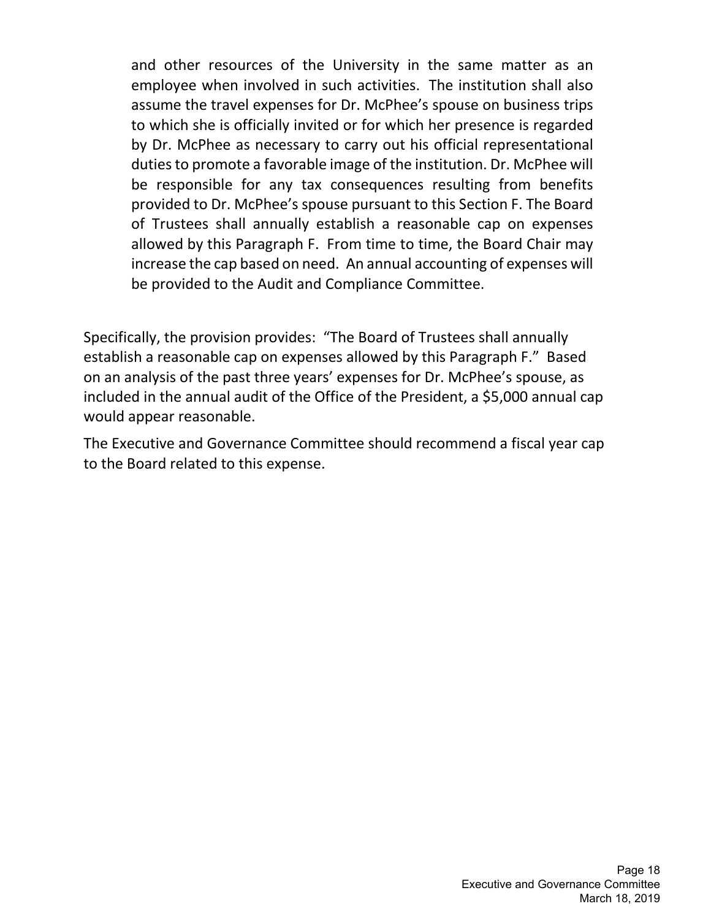> and other resources of the University in the same matter as an employee when involved in such activities. The institution shall also assume the travel expenses for Dr. McPhee's spouse on business trips to which she is officially invited or for which her presence is regarded by Dr. McPhee as necessary to carry out his official representational duties to promote a favorable image of the institution. Dr. McPhee will be responsible for any tax consequences resulting from benefits provided to Dr. McPhee's spouse pursuant to this Section F. The Board of Trustees shall annually establish a reasonable cap on expenses allowed by this Paragraph F. From time to time, the Board Chair may increase the cap based on need. An annual accounting of expenses will be provided to the Audit and Compliance Committee.

Specifically, the provision provides: "The Board of Trustees shall annually establish a reasonable cap on expenses allowed by this Paragraph F." Based on an analysis of the past three years' expenses for Dr. McPhee's spouse, as included in the annual audit of the Office of the President, a $5,000 annual cap would appear reasonable.

The Executive and Governance Committee should recommend a fiscal year cap to the Board related to this expense.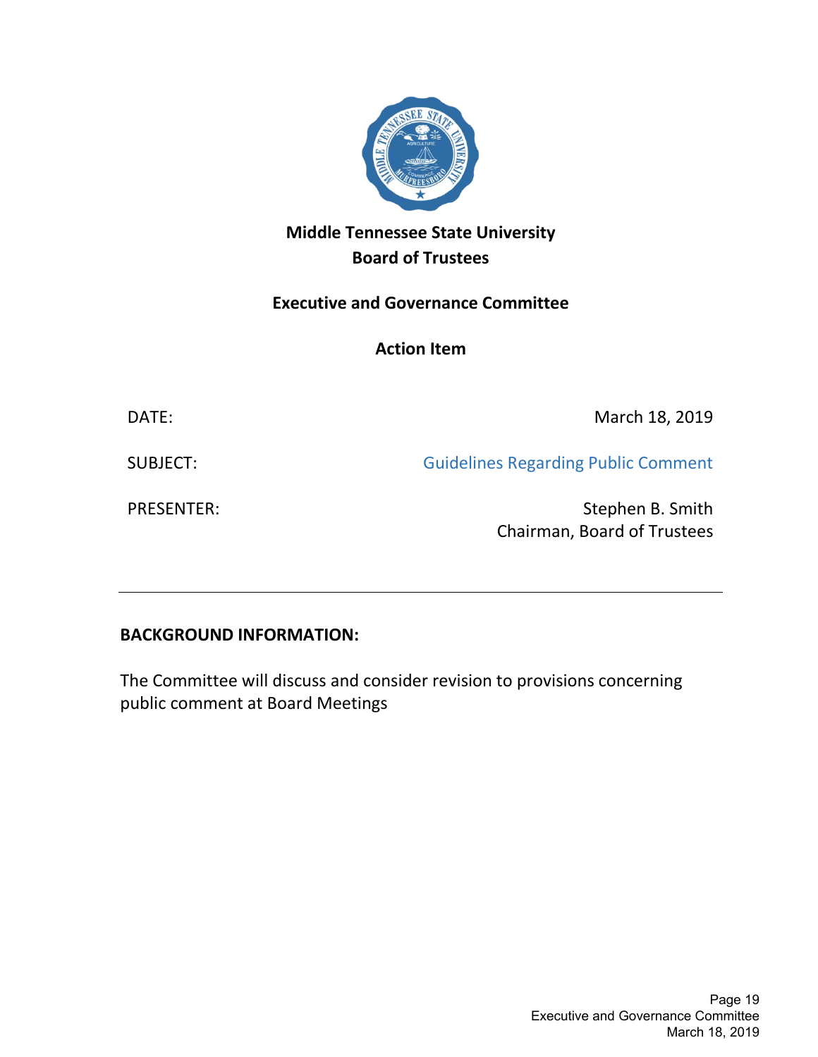# Middle Tennessee State University
# Board of Trustees

## Executive and Governance Committee

### Action Item

| | |
|---|---|
| DATE: | March 18, 2019 |
| SUBJECT: | Guidelines Regarding Public Comment |
| PRESENTER: | Stephen B. Smith<br>Chairman, Board of Trustees |

---

**BACKGROUND INFORMATION:**

The Committee will discuss and consider revision to provisions concerning public comment at Board Meetings